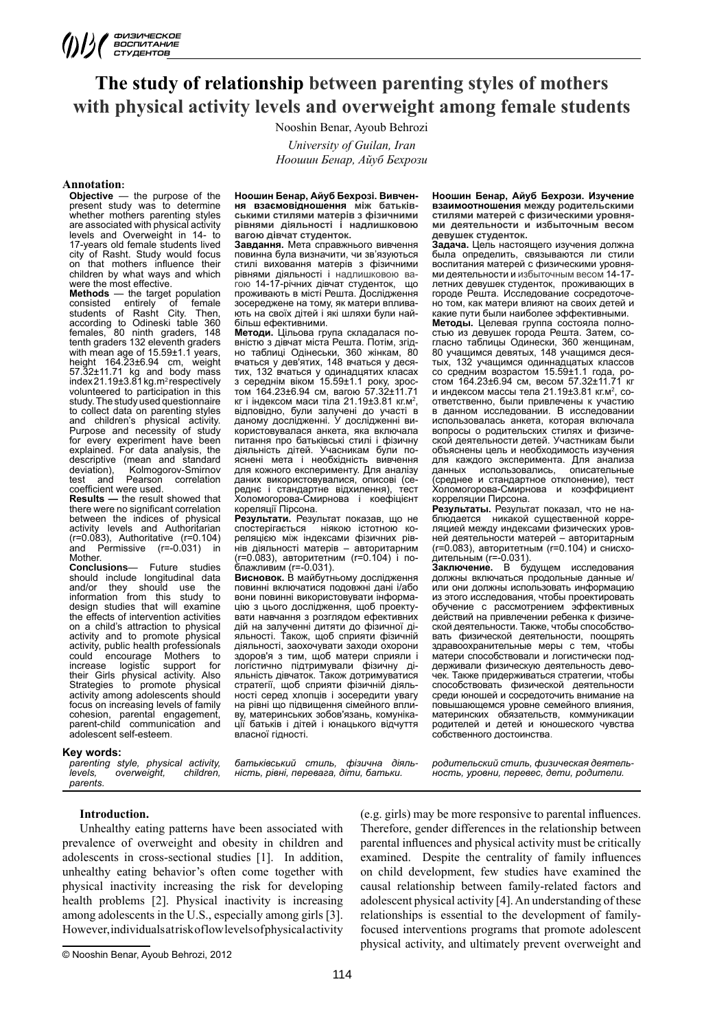# The study of relationship between parenting styles of mothers with physical activity levels and overweight among female students

Nooshin Benar, Ayoub Behrozi

*University of Guilan, Iran*

*Ноошин Бенар, Айуб Бехрози*

**Annotation:**

**Objective** — the purpose of the present study was to determine whether mothers parenting styles are associated with physical activity levels and Overweight in 14- to 17-years old female students lived city of Rasht. Study would focus on that mothers influence their children by what ways and which were the most effective.

**Methods** — the target population consisted entirely of female students of Rasht City. Then, according to Odineski table 360 females, 80 ninth graders, 148 tenth graders 132 eleventh graders with mean age of 15.59±1.1 years, height 164.23±6.94 cm, weight 57.32±11.71 kg and body mass index 21.19±3.81 kg.m$^2$ respectively volunteered to participation in this study. The study used questionnaire to collect data on parenting styles and children's physical activity. Purpose and necessity of study for every experiment have been explained. For data analysis, the descriptive (mean and standard deviation), Kolmogorov-Smirnov test and Pearson correlation coefficient were used.

**Results —** the result showed that there were no significant correlation between the indices of physical activity levels and Authoritarian (r=0.083), Authoritative (r=0.104) and Permissive (r=-0.031) in Mother.

**Conclusions**— Future studies should include longitudinal data and/or they should use the information from this study to design studies that will examine the effects of intervention activities on a child's attraction to physical activity and to promote physical activity, public health professionals could encourage Mothers to increase logistic support for their Girls physical activity. Also Strategies to promote physical activity among adolescents should focus on increasing levels of family cohesion, parental engagement, parent-child communication and adolescent self-esteem.

**Key words:** *parenting style, physical activity, levels, overweight, children, parents.*

**Ноошин Бенар, Айуб Бехрозі. Вивчення взаємовідношення між батьківськими стилями матерів з фізичними рівнями діяльності і надлишковою вагою дівчат студенток.**

**Завдання.** Мета справжнього вивчення повинна була визначити, чи зв'язуються стилі виховання матерів з фізичними рівнями діяльності і надлишковою вагою 14-17-річних дівчат студенток, що проживають в місті Решта. Дослідження зосереджене на тому, як матери впливають на своїх дітей і які шляхи були найбільш ефективними.

**Методи.** Цільова група складалася повністю з дівчат міста Решта. Потім, згідно таблиці Одінєськи, 360 жінкам, 80 вчаться у дев'ятих, 148 вчаться у десятих, 132 вчаться у одинадцятих класах з середнім віком 15.59±1.1 року, зростом 164.23±6.94 см, вагою 57.32±11.71 кг і індексом маси тіла 21.19±3.81 кг.м$^2$, відповідно, були залучені до участі в даному дослідженні. У дослідженні використовувалася анкета, яка включала питання про батьківські стилі і фізичну діяльність дітей. Учасникам були пояснені мета і необхідність вивчення для кожного експерименту. Для аналізу даних використовувалися, описові (середнє і стандартне відхилення), тест Холомогорова-Смирнова і коефіцієнт кореляції Пірсона.

**Результати.** Результат показав, що не спостерігається ніякою істотною кореляцією між індексами фізичних рівнів діяльності матерів – авторитарним (r=0.083), авторитетним (r=0.104) і поблажливим (r=-0.031).

**Висновок.** В майбутньому дослідження повинні включатися подовжні дані і/або вони повинні використовувати інформацію з цього дослідження, щоб проектувати навчання з розглядом ефективних дій на залученні дитяти до фізичної діяльності. Також, щоб сприяти фізичній діяльності, заохочувати заходи охорони здоров'я з тим, щоб матери сприяли і логістично підтримували фізичну діяльність дівчаток. Також дотримуватися стратегії, щоб сприяти фізичній діяльності серед хлопців і зосеради увагу на рівні що підвищення сімейного впливу, материнських зобов'язань, комунікації батьків і дітей і юнацького відчуття власної гідності.

*батьківський стиль, фізична діяльність, рівні, перевага, діти, батьки.*

**Ноошин Бенар, Айуб Бехрози. Изучение взаимоотношения между родительскими стилями матерей с физическими уровнями деятельности и избыточным весом девушек студенток.**

**Задача.** Цель настоящего изучения должна была определить, связываются ли стили воспитания матерей с физическими уровнями деятельности и избыточным весом 14-17-летних девушек студенток, проживающих в городе Решта. Исследование сосредоточено том, как матери влияют на своих детей и какие пути были наиболее эффективными.

**Методы.** Целевая группа состояла полностью из девушек города Решта. Затем, согласно таблицы Одинески, 360 женщинам, 80 учащимся девятых, 148 учащимся десятых, 132 учащимся одиннадцатых классов со средним возрастом 15.59±1.1 года, ростом 164.23±6.94 см, весом 57.32±11.71 кг и индексом массы тела 21.19±3.81 кг.м$^2$, соответственно, были привлечены к участию в данном исследовании. В исследовании использовалась анкета, которая включала вопросы о родительских стилях и физической деятельности детей. Участникам были объяснены цель и необходимость изучения для каждого эксперимента. Для анализа данных использовались, описательные (среднее и стандартное отклонение), тест Холомогорова-Смирнова и коэффициент корреляции Пирсона.

**Результаты.** Результат показал, что не наблюдается никакой существенной корреляцией между индексами физических уровней деятельности матерей – авторитарным (r=0.083), авторитетным (r=0.104) и снисходительным (r=-0.031).

**Заключение.** В будущем исследования должны включаться продольные данные и/или они должны использовать информацию из этого исследования, чтобы проектировать обучение с рассмотрением эффективных действий на привлечении ребенка к физической деятельности. Также, чтобы способствовать физической деятельности, поощрять здравоохранительные меры с тем, чтобы матери способствовали и логистически поддерживали физическую деятельность девочек. Также придерживаться стратегии, чтобы способствовать физической деятельности среди юношей и сосредоточить внимание на повышающемся уровне семейного влияния, материнских обязательств, коммуникации родителей и детей и юношеского чувства собственного достоинства.

*родительский стиль, физическая деятельность, уровни, перевес, дети, родители.*

## Introduction.

Unhealthy eating patterns have been associated with prevalence of overweight and obesity in children and adolescents in cross-sectional studies [1]. In addition, unhealthy eating behavior's often come together with physical inactivity increasing the risk for developing health problems [2]. Physical inactivity is increasing among adolescents in the U.S., especially among girls [3]. However, individuals at risk of low levels of physical activity (e.g. girls) may be more responsive to parental influences. Therefore, gender differences in the relationship between parental influences and physical activity must be critically examined. Despite the centrality of family influences on child development, few studies have examined the causal relationship between family-related factors and adolescent physical activity [4]. An understanding of these relationships is essential to the development of family-focused interventions programs that promote adolescent physical activity, and ultimately prevent overweight and

© Nooshin Benar, Ayoub Behrozi, 2012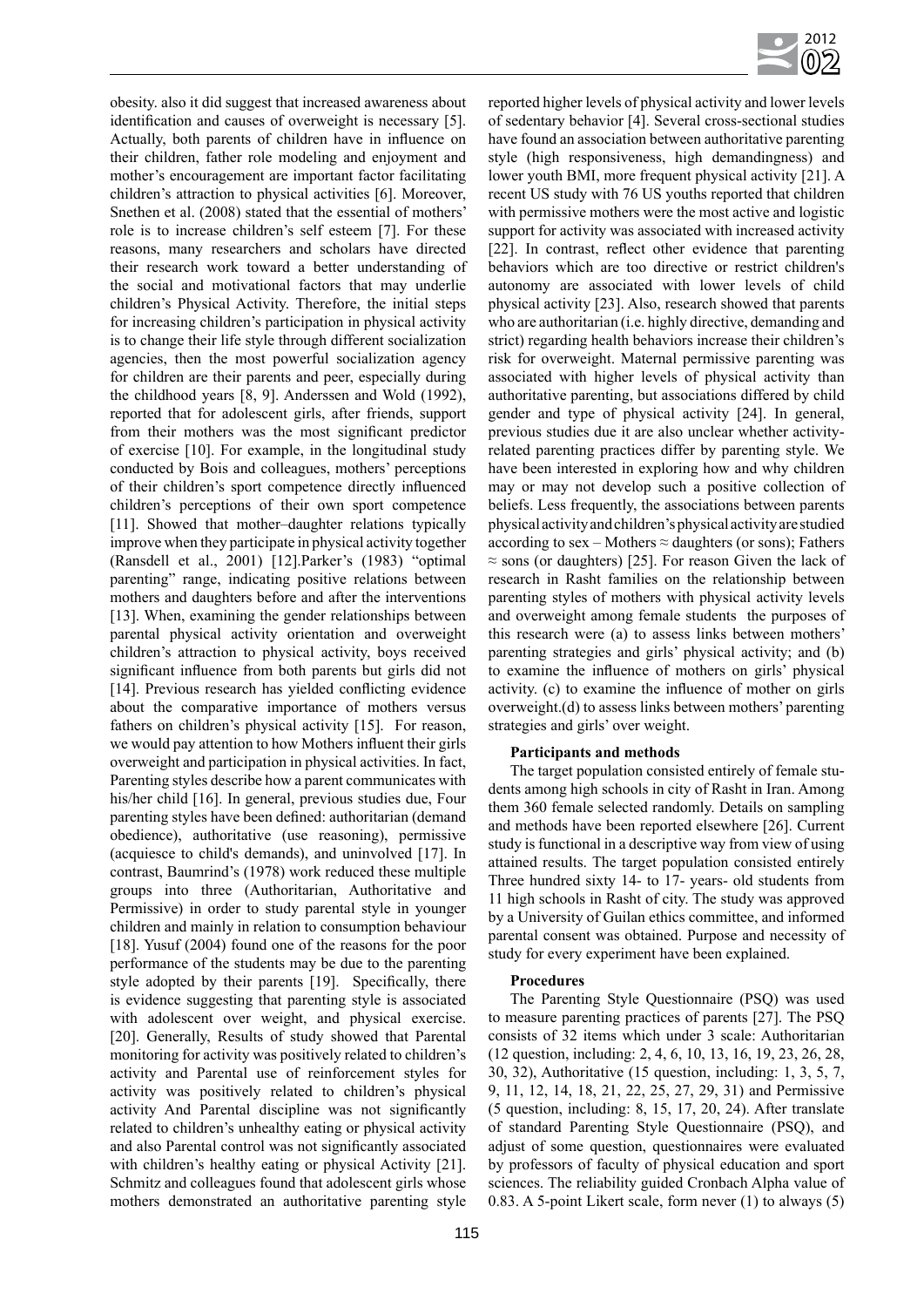obesity. also it did suggest that increased awareness about identification and causes of overweight is necessary [5]. Actually, both parents of children have in influence on their children, father role modeling and enjoyment and mother's encouragement are important factor facilitating children's attraction to physical activities [6]. Moreover, Snethen et al. (2008) stated that the essential of mothers' role is to increase children's self esteem [7]. For these reasons, many researchers and scholars have directed their research work toward a better understanding of the social and motivational factors that may underlie children's Physical Activity. Therefore, the initial steps for increasing children's participation in physical activity is to change their life style through different socialization agencies, then the most powerful socialization agency for children are their parents and peer, especially during the childhood years [8, 9]. Anderssen and Wold (1992), reported that for adolescent girls, after friends, support from their mothers was the most significant predictor of exercise [10]. For example, in the longitudinal study conducted by Bois and colleagues, mothers' perceptions of their children's sport competence directly influenced children's perceptions of their own sport competence [11]. Showed that mother–daughter relations typically improve when they participate in physical activity together (Ransdell et al., 2001) [12].Parker's (1983) "optimal parenting" range, indicating positive relations between mothers and daughters before and after the interventions [13]. When, examining the gender relationships between parental physical activity orientation and overweight children's attraction to physical activity, boys received significant influence from both parents but girls did not [14]. Previous research has yielded conflicting evidence about the comparative importance of mothers versus fathers on children's physical activity [15]. For reason, we would pay attention to how Mothers influent their girls overweight and participation in physical activities. In fact, Parenting styles describe how a parent communicates with his/her child [16]. In general, previous studies due, Four parenting styles have been defined: authoritarian (demand obedience), authoritative (use reasoning), permissive (acquiesce to child's demands), and uninvolved [17]. In contrast, Baumrind's (1978) work reduced these multiple groups into three (Authoritarian, Authoritative and Permissive) in order to study parental style in younger children and mainly in relation to consumption behaviour [18]. Yusuf (2004) found one of the reasons for the poor performance of the students may be due to the parenting style adopted by their parents [19]. Specifically, there is evidence suggesting that parenting style is associated with adolescent over weight, and physical exercise. [20]. Generally, Results of study showed that Parental monitoring for activity was positively related to children's activity and Parental use of reinforcement styles for activity was positively related to children's physical activity And Parental discipline was not significantly related to children's unhealthy eating or physical activity and also Parental control was not significantly associated with children's healthy eating or physical Activity [21]. Schmitz and colleagues found that adolescent girls whose mothers demonstrated an authoritative parenting style reported higher levels of physical activity and lower levels of sedentary behavior [4]. Several cross-sectional studies have found an association between authoritative parenting style (high responsiveness, high demandingness) and lower youth BMI, more frequent physical activity [21]. A recent US study with 76 US youths reported that children with permissive mothers were the most active and logistic support for activity was associated with increased activity [22]. In contrast, reflect other evidence that parenting behaviors which are too directive or restrict children's autonomy are associated with lower levels of child physical activity [23]. Also, research showed that parents who are authoritarian (i.e. highly directive, demanding and strict) regarding health behaviors increase their children's risk for overweight. Maternal permissive parenting was associated with higher levels of physical activity than authoritative parenting, but associations differed by child gender and type of physical activity [24]. In general, previous studies due it are also unclear whether activity-related parenting practices differ by parenting style. We have been interested in exploring how and why children may or may not develop such a positive collection of beliefs. Less frequently, the associations between parents physical activity and children's physical activity are studied according to sex – Mothers ≈ daughters (or sons); Fathers ≈ sons (or daughters) [25]. For reason Given the lack of research in Rasht families on the relationship between parenting styles of mothers with physical activity levels and overweight among female students the purposes of this research were (a) to assess links between mothers' parenting strategies and girls' physical activity; and (b) to examine the influence of mothers on girls' physical activity. (c) to examine the influence of mother on girls overweight.(d) to assess links between mothers' parenting strategies and girls' over weight.

#### Participants and methods

The target population consisted entirely of female students among high schools in city of Rasht in Iran. Among them 360 female selected randomly. Details on sampling and methods have been reported elsewhere [26]. Current study is functional in a descriptive way from view of using attained results. The target population consisted entirely Three hundred sixty 14- to 17- years- old students from 11 high schools in Rasht of city. The study was approved by a University of Guilan ethics committee, and informed parental consent was obtained. Purpose and necessity of study for every experiment have been explained.

#### Procedures

The Parenting Style Questionnaire (PSQ) was used to measure parenting practices of parents [27]. The PSQ consists of 32 items which under 3 scale: Authoritarian (12 question, including: 2, 4, 6, 10, 13, 16, 19, 23, 26, 28, 30, 32), Authoritative (15 question, including: 1, 3, 5, 7, 9, 11, 12, 14, 18, 21, 22, 25, 27, 29, 31) and Permissive (5 question, including: 8, 15, 17, 20, 24). After translate of standard Parenting Style Questionnaire (PSQ), and adjust of some question, questionnaires were evaluated by professors of faculty of physical education and sport sciences. The reliability guided Cronbach Alpha value of 0.83. A 5-point Likert scale, form never (1) to always (5)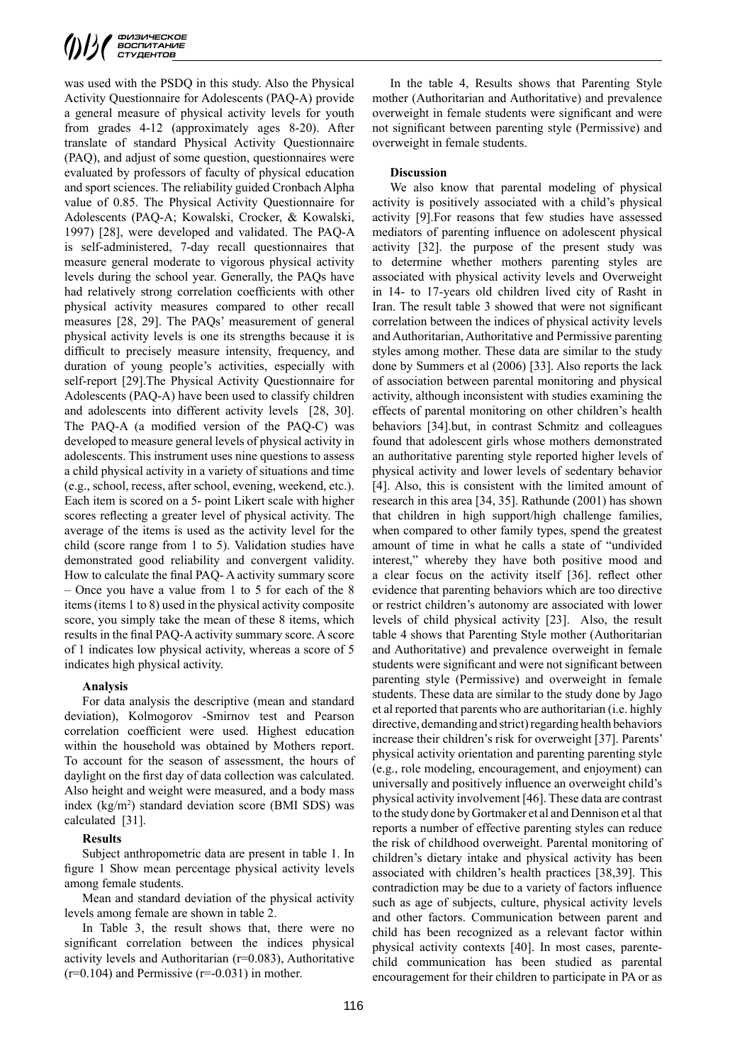was used with the PSDQ in this study. Also the Physical Activity Questionnaire for Adolescents (PAQ-A) provide a general measure of physical activity levels for youth from grades 4-12 (approximately ages 8-20). After translate of standard Physical Activity Questionnaire (PAQ), and adjust of some question, questionnaires were evaluated by professors of faculty of physical education and sport sciences. The reliability guided Cronbach Alpha value of 0.85. The Physical Activity Questionnaire for Adolescents (PAQ-A; Kowalski, Crocker, & Kowalski, 1997) [28], were developed and validated. The PAQ-A is self-administered, 7-day recall questionnaires that measure general moderate to vigorous physical activity levels during the school year. Generally, the PAQs have had relatively strong correlation coefficients with other physical activity measures compared to other recall measures [28, 29]. The PAQs' measurement of general physical activity levels is one its strengths because it is difficult to precisely measure intensity, frequency, and duration of young people's activities, especially with self-report [29].The Physical Activity Questionnaire for Adolescents (PAQ-A) have been used to classify children and adolescents into different activity levels [28, 30]. The PAQ-A (a modified version of the PAQ-C) was developed to measure general levels of physical activity in adolescents. This instrument uses nine questions to assess a child physical activity in a variety of situations and time (e.g., school, recess, after school, evening, weekend, etc.). Each item is scored on a 5- point Likert scale with higher scores reflecting a greater level of physical activity. The average of the items is used as the activity level for the child (score range from 1 to 5). Validation studies have demonstrated good reliability and convergent validity. How to calculate the final PAQ- A activity summary score – Once you have a value from 1 to 5 for each of the 8 items (items 1 to 8) used in the physical activity composite score, you simply take the mean of these 8 items, which results in the final PAQ-A activity summary score. A score of 1 indicates low physical activity, whereas a score of 5 indicates high physical activity.

**Analysis**

For data analysis the descriptive (mean and standard deviation), Kolmogorov -Smirnov test and Pearson correlation coefficient were used. Highest education within the household was obtained by Mothers report. To account for the season of assessment, the hours of daylight on the first day of data collection was calculated. Also height and weight were measured, and a body mass index (kg/m$^2$) standard deviation score (BMI SDS) was calculated [31].

**Results**

Subject anthropometric data are present in table 1. In figure 1 Show mean percentage physical activity levels among female students.

Mean and standard deviation of the physical activity levels among female are shown in table 2.

In Table 3, the result shows that, there were no significant correlation between the indices physical activity levels and Authoritarian ($r=0.083$), Authoritative ($r=0.104$) and Permissive ($r=-0.031$) in mother.

In the table 4, Results shows that Parenting Style mother (Authoritarian and Authoritative) and prevalence overweight in female students were significant and were not significant between parenting style (Permissive) and overweight in female students.

**Discussion**

We also know that parental modeling of physical activity is positively associated with a child's physical activity [9].For reasons that few studies have assessed mediators of parenting influence on adolescent physical activity [32]. the purpose of the present study was to determine whether mothers parenting styles are associated with physical activity levels and Overweight in 14- to 17-years old children lived city of Rasht in Iran. The result table 3 showed that were not significant correlation between the indices of physical activity levels and Authoritarian, Authoritative and Permissive parenting styles among mother. These data are similar to the study done by Summers et al (2006) [33]. Also reports the lack of association between parental monitoring and physical activity, although inconsistent with studies examining the effects of parental monitoring on other children's health behaviors [34].but, in contrast Schmitz and colleagues found that adolescent girls whose mothers demonstrated an authoritative parenting style reported higher levels of physical activity and lower levels of sedentary behavior [4]. Also, this is consistent with the limited amount of research in this area [34, 35]. Rathunde (2001) has shown that children in high support/high challenge families, when compared to other family types, spend the greatest amount of time in what he calls a state of "undivided interest," whereby they have both positive mood and a clear focus on the activity itself [36]. reflect other evidence that parenting behaviors which are too directive or restrict children's autonomy are associated with lower levels of child physical activity [23]. Also, the result table 4 shows that Parenting Style mother (Authoritarian and Authoritative) and prevalence overweight in female students were significant and were not significant between parenting style (Permissive) and overweight in female students. These data are similar to the study done by Jago et al reported that parents who are authoritarian (i.e. highly directive, demanding and strict) regarding health behaviors increase their children's risk for overweight [37]. Parents' physical activity orientation and parenting parenting style (e.g., role modeling, encouragement, and enjoyment) can universally and positively influence an overweight child's physical activity involvement [46]. These data are contrast to the study done by Gortmaker et al and Dennison et al that reports a number of effective parenting styles can reduce the risk of childhood overweight. Parental monitoring of children's dietary intake and physical activity has been associated with children's health practices [38,39]. This contradiction may be due to a variety of factors influence such as age of subjects, culture, physical activity levels and other factors. Communication between parent and child has been recognized as a relevant factor within physical activity contexts [40]. In most cases, parente-child communication has been studied as parental encouragement for their children to participate in PA or as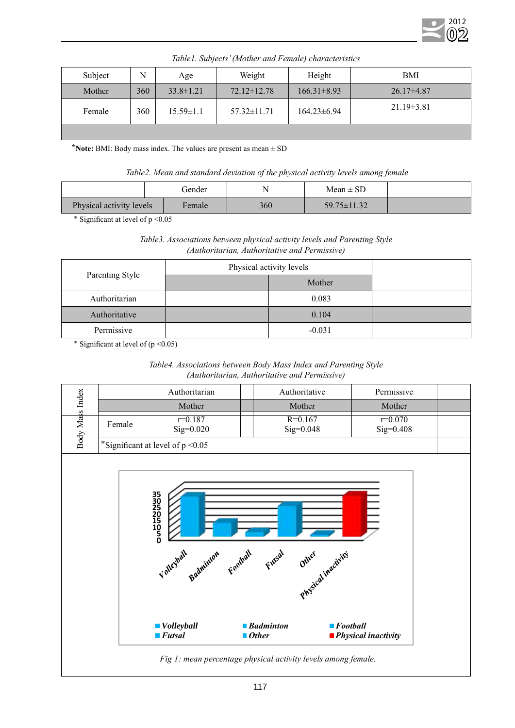*Table1. Subjects' (Mother and Female) characteristics*

| Subject | N | Age | Weight | Height | BMI |
|---|---|---|---|---|---|
| Mother | 360 | 33.8±1.21 | 72.12±12.78 | 166.31±8.93 | 26.17±4.87 |
| Female | 360 | 15.59±1.1 | 57.32±11.71 | 164.23±6.94 | 21.19±3.81 |

***Note:** BMI: Body mass index. The values are present as mean ± SD

*Table2. Mean and standard deviation of the physical activity levels among female*

| | Gender | N | Mean ± SD | |
|---|---|---|---|---|
| Physical activity levels | Female | 360 | 59.75±11.32 | |

* Significant at level of $p < 0.05$

*Table3. Associations between physical activity levels and Parenting Style (Authoritarian, Authoritative and Permissive)*

| Parenting Style | Physical activity levels | | |
|---|---|---|---|
| | | Mother | |
| Authoritarian | | 0.083 | |
| Authoritative | | 0.104 | |
| Permissive | | -0.031 | |

* Significant at level of ($p < 0.05$)

*Table4. Associations between Body Mass Index and Parenting Style (Authoritarian, Authoritative and Permissive)*

| Body Mass Index | | Authoritarian | | Authoritative | Permissive | |
|---|---|---|---|---|---|---|
| | | Mother | | Mother | Mother | |
| | Female | r=0.187 Sig=0.020 | | R=0.167 Sig=0.048 | r=0.070 Sig=0.408 | |
| | *Significant at level of $p < 0.05$ | | | | | |

*Fig 1: mean percentage physical activity levels among female.*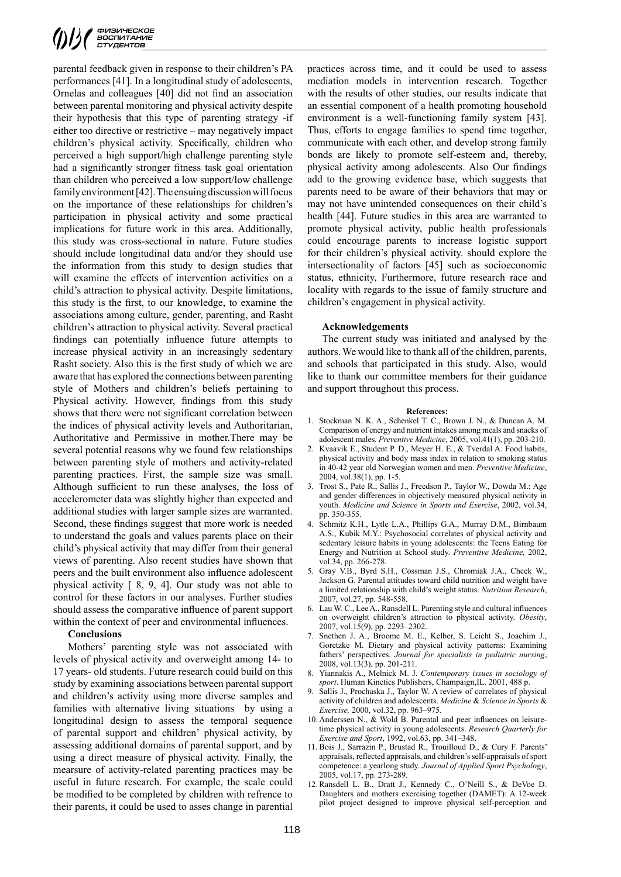parental feedback given in response to their children's PA performances [41]. In a longitudinal study of adolescents, Ornelas and colleagues [40] did not find an association between parental monitoring and physical activity despite their hypothesis that this type of parenting strategy -if either too directive or restrictive – may negatively impact children's physical activity. Specifically, children who perceived a high support/high challenge parenting style had a significantly stronger fitness task goal orientation than children who perceived a low support/low challenge family environment [42]. The ensuing discussion will focus on the importance of these relationships for children's participation in physical activity and some practical implications for future work in this area. Additionally, this study was cross-sectional in nature. Future studies should include longitudinal data and/or they should use the information from this study to design studies that will examine the effects of intervention activities on a child's attraction to physical activity. Despite limitations, this study is the first, to our knowledge, to examine the associations among culture, gender, parenting, and Rasht children's attraction to physical activity. Several practical findings can potentially influence future attempts to increase physical activity in an increasingly sedentary Rasht society. Also this is the first study of which we are aware that has explored the connections between parenting style of Mothers and children's beliefs pertaining to Physical activity. However, findings from this study shows that there were not significant correlation between the indices of physical activity levels and Authoritarian, Authoritative and Permissive in mother.There may be several potential reasons why we found few relationships between parenting style of mothers and activity-related parenting practices. First, the sample size was small. Although sufficient to run these analyses, the loss of accelerometer data was slightly higher than expected and additional studies with larger sample sizes are warranted. Second, these findings suggest that more work is needed to understand the goals and values parents place on their child's physical activity that may differ from their general views of parenting. Also recent studies have shown that peers and the built environment also influence adolescent physical activity [ 8, 9, 4]. Our study was not able to control for these factors in our analyses. Further studies should assess the comparative influence of parent support within the context of peer and environmental influences.

## Conclusions

Mothers' parenting style was not associated with levels of physical activity and overweight among 14- to 17 years- old students. Future research could build on this study by examining associations between parental support and children's activity using more diverse samples and families with alternative living situations  by using a longitudinal design to assess the temporal sequence of parental support and children' physical activity, by assessing additional domains of parental support, and by using a direct measure of physical activity. Finally, the mearsure of activity-related parenting practices may be useful in future research. For example, the scale could be modified to be completed by children with refrence to their parents, it could be used to asses change in parental practices across time, and it could be used to assess mediation models in intervention research. Together with the results of other studies, our results indicate that an essential component of a health promoting household environment is a well-functioning family system [43]. Thus, efforts to engage families to spend time together, communicate with each other, and develop strong family bonds are likely to promote self-esteem and, thereby, physical activity among adolescents. Also Our findings add to the growing evidence base, which suggests that parents need to be aware of their behaviors that may or may not have unintended consequences on their child's health [44]. Future studies in this area are warranted to promote physical activity, public health professionals could encourage parents to increase logistic support for their children's physical activity. should explore the intersectionality of factors [45] such as socioeconomic status, ethnicity, Furthermore, future research race and locality with regards to the issue of family structure and children's engagement in physical activity.

## Acknowledgements

The current study was initiated and analysed by the authors. We would like to thank all of the children, parents, and schools that participated in this study. Also, would like to thank our committee members for their guidance and support throughout this process.

## References:

1. Stockman N. K. A., Schenkel T. C., Brown J. N., & Duncan A. M. Comparison of energy and nutrient intakes among meals and snacks of adolescent males. *Preventive Medicine*, 2005, vol.41(1), pp. 203-210.
2. Kvaavik E., Student P. D., Meyer H. E., & Tverdal A. Food habits, physical activity and body mass index in relation to smoking status in 40-42 year old Norwegian women and men. *Preventive Medicine*, 2004, vol.38(1), pp. 1-5.
3. Trost S., Pate R., Sallis J., Freedson P., Taylor W., Dowda M.: Age and gender differences in objectively measured physical activity in youth. *Medicine and Science in Sports and Exercise*, 2002, vol.34, pp. 350-355.
4. Schmitz K.H., Lytle L.A., Phillips G.A., Murray D.M., Birnbaum A.S., Kubik M.Y.: Psychosocial correlates of physical activity and sedentary leisure habits in young adolescents: the Teens Eating for Energy and Nutrition at School study. *Preventive Medicine,* 2002, vol.34, pp. 266-278.
5. Gray V.B., Byrd S.H., Cossman J.S., Chromiak J.A., Cheek W., Jackson G. Parental attitudes toward child nutrition and weight have a limited relationship with child's weight status. *Nutrition Research*, 2007, vol.27, pp. 548-558.
6. Lau W. C., Lee A., Ransdell L. Parenting style and cultural influences on overweight children's attraction to physical activity. *Obesity*, 2007, vol.15(9), pp. 2293–2302.
7. Snethen J. A., Broome M. E., Kelber, S. Leicht S., Joachim J., Goretzke M. Dietary and physical activity patterns: Examining fathers' perspectives. *Journal for specialists in pediatric nursing*, 2008, vol.13(3), pp. 201-211.
8. Yiannakis A., Melnick M. J. *Contemporary issues in sociology of sport*. Human Kinetics Publishers, Champaign,IL. 2001, 488 p.
9. Sallis J., Prochaska J., Taylor W. A review of correlates of physical activity of children and adolescents. *Medicine* & *Science in Sports* & *Exercise,* 2000, vol.32, pp. 963–975.
10. Anderssen N., & Wold B. Parental and peer influences on leisure-time physical activity in young adolescents. *Research Quarterly for Exercise and Sport*, 1992, vol.63, pp. 341–348.
11. Bois J., Sarrazin P., Brustad R., Trouilloud D., & Cury F. Parents' appraisals, reflected appraisals, and children's self-appraisals of sport competence: a yearlong study. *Journal of Applied Sport Psychology*, 2005, vol.17, pp. 273-289.
12. Ransdell L. B., Dratt J., Kennedy C., O'Neill S., & DeVoe D. Daughters and mothers exercising together (DAMET): A 12-week pilot project designed to improve physical self-perception and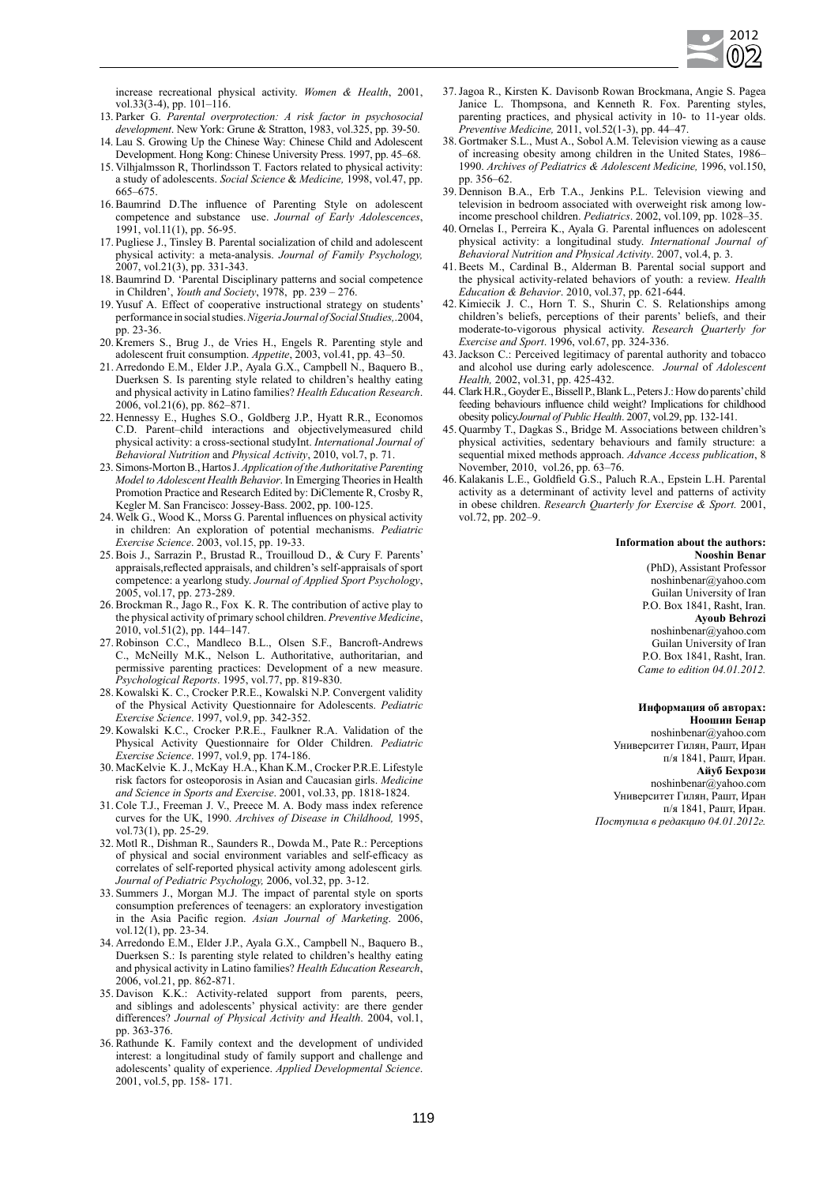increase recreational physical activity. *Women & Health*, 2001, vol.33(3-4), pp. 101–116.

13. Parker G. *Parental overprotection: A risk factor in psychosocial development*. New York: Grune & Stratton, 1983, vol.325, pp. 39-50.
14. Lau S. Growing Up the Chinese Way: Chinese Child and Adolescent Development. Hong Kong: Chinese University Press. 1997, pp. 45–68.
15. Vilhjalmsson R, Thorlindsson T. Factors related to physical activity: a study of adolescents. *Social Science* & *Medicine,* 1998, vol.47, pp. 665–675.
16. Baumrind D.The influence of Parenting Style on adolescent competence and substance use. *Journal of Early Adolescences*, 1991, vol.11(1), pp. 56-95.
17. Pugliese J., Tinsley B. Parental socialization of child and adolescent physical activity: a meta-analysis. *Journal of Family Psychology,* 2007, vol.21(3), pp. 331-343.
18. Baumrind D. 'Parental Disciplinary patterns and social competence in Children', *Youth and Society*, 1978, pp. 239 – 276.
19. Yusuf A. Effect of cooperative instructional strategy on students' performance in social studies. *Nigeria Journal of Social Studies,*.2004, pp. 23-36.
20. Kremers S., Brug J., de Vries H., Engels R. Parenting style and adolescent fruit consumption. *Appetite*, 2003, vol.41, pp. 43–50.
21. Arredondo E.M., Elder J.P., Ayala G.X., Campbell N., Baquero B., Duerksen S. Is parenting style related to children's healthy eating and physical activity in Latino families? *Health Education Research*. 2006, vol.21(6), pp. 862–871.
22. Hennessy E., Hughes S.O., Goldberg J.P., Hyatt R.R., Economos C.D. Parent–child interactions and objectivelymeasured child physical activity: a cross-sectional studyInt. *International Journal of Behavioral Nutrition* and *Physical Activity*, 2010, vol.7, p. 71.
23. Simons-Morton B., Hartos J. *Application of the Authoritative Parenting Model to Adolescent Health Behavior*. In Emerging Theories in Health Promotion Practice and Research Edited by: DiClemente R, Crosby R, Kegler M. San Francisco: Jossey-Bass. 2002, pp. 100-125.
24. Welk G., Wood K., Morss G. Parental influences on physical activity in children: An exploration of potential mechanisms. *Pediatric Exercise Science*. 2003, vol.15, pp. 19-33.
25. Bois J., Sarrazin P., Brustad R., Trouilloud D., & Cury F. Parents' appraisals,reflected appraisals, and children's self-appraisals of sport competence: a yearlong study. *Journal of Applied Sport Psychology*, 2005, vol.17, pp. 273-289.
26. Brockman R., Jago R., Fox K. R. The contribution of active play to the physical activity of primary school children. *Preventive Medicine*, 2010, vol.51(2), pp. 144–147.
27. Robinson C.C., Mandleco B.L., Olsen S.F., Bancroft-Andrews C., McNeilly M.K., Nelson L. Authoritative, authoritarian, and permissive parenting practices: Development of a new measure. *Psychological Reports*. 1995, vol.77, pp. 819-830.
28. Kowalski K. C., Crocker P.R.E., Kowalski N.P. Convergent validity of the Physical Activity Questionnaire for Adolescents. *Pediatric Exercise Science*. 1997, vol.9, pp. 342-352.
29. Kowalski K.C., Crocker P.R.E., Faulkner R.A. Validation of the Physical Activity Questionnaire for Older Children. *Pediatric Exercise Science*. 1997, vol.9, pp. 174-186.
30. MacKelvie K. J., McKay H.A., Khan K.M., Crocker P.R.E. Lifestyle risk factors for osteoporosis in Asian and Caucasian girls. *Medicine and Science in Sports and Exercise*. 2001, vol.33, pp. 1818-1824.
31. Cole T.J., Freeman J. V., Preece M. A. Body mass index reference curves for the UK, 1990. *Archives of Disease in Childhood,* 1995, vol.73(1), pp. 25-29.
32. Motl R., Dishman R., Saunders R., Dowda M., Pate R.: Perceptions of physical and social environment variables and self-efficacy as correlates of self-reported physical activity among adolescent girls*. Journal of Pediatric Psychology,* 2006, vol.32, pp. 3-12.
33. Summers J., Morgan M.J. The impact of parental style on sports consumption preferences of teenagers: an exploratory investigation in the Asia Pacific region. *Asian Journal of Marketing*. 2006, vol.12(1), pp. 23-34.
34. Arredondo E.M., Elder J.P., Ayala G.X., Campbell N., Baquero B., Duerksen S.: Is parenting style related to children's healthy eating and physical activity in Latino families? *Health Education Research*, 2006, vol.21, pp. 862-871.
35. Davison K.K.: Activity-related support from parents, peers, and siblings and adolescents' physical activity: are there gender differences? *Journal of Physical Activity and Health*. 2004, vol.1, pp. 363-376.
36. Rathunde K. Family context and the development of undivided interest: a longitudinal study of family support and challenge and adolescents' quality of experience. *Applied Developmental Science*. 2001, vol.5, pp. 158- 171.
37. Jagoa R., Kirsten K. Davisonb Rowan Brockmana, Angie S. Pagea Janice L. Thompsona, and Kenneth R. Fox. Parenting styles, parenting practices, and physical activity in 10- to 11-year olds. *Preventive Medicine,* 2011, vol.52(1-3), pp. 44–47.
38. Gortmaker S.L., Must A., Sobol A.M. Television viewing as a cause of increasing obesity among children in the United States, 1986–1990. *Archives of Pediatrics & Adolescent Medicine,* 1996, vol.150, pp. 356–62.
39. Dennison B.A., Erb T.A., Jenkins P.L. Television viewing and television in bedroom associated with overweight risk among low-income preschool children. *Pediatrics*. 2002, vol.109, pp. 1028–35.
40. Ornelas I., Perreira K., Ayala G. Parental influences on adolescent physical activity: a longitudinal study. *International Journal of Behavioral Nutrition and Physical Activity*. 2007, vol.4, p. 3.
41. Beets M., Cardinal B., Alderman B. Parental social support and the physical activity-related behaviors of youth: a review. *Health Education & Behavior*. 2010, vol.37, pp. 621-644.
42. Kimiecik J. C., Horn T. S., Shurin C. S. Relationships among children's beliefs, perceptions of their parents' beliefs, and their moderate-to-vigorous physical activity. *Research Quarterly for Exercise and Sport*. 1996, vol.67, pp. 324-336.
43. Jackson C.: Perceived legitimacy of parental authority and tobacco and alcohol use during early adolescence. *Journal* of *Adolescent Health,* 2002, vol.31, pp. 425-432.
44. Clark H.R., Goyder E., Bissell P., Blank L., Peters J.: How do parents' child feeding behaviours influence child weight? Implications for childhood obesity policy*.Journal of Public Health*. 2007, vol.29, pp. 132-141.
45. Quarmby T., Dagkas S., Bridge M. Associations between children's physical activities, sedentary behaviours and family structure: a sequential mixed methods approach. *Advance Access publication*, 8 November, 2010, vol.26, pp. 63–76.
46. Kalakanis L.E., Goldfield G.S., Paluch R.A., Epstein L.H. Parental activity as a determinant of activity level and patterns of activity in obese children. *Research Quarterly for Exercise & Sport.* 2001, vol.72, pp. 202–9.

**Information about the authors:**
**Nooshin Benar**
(PhD), Assistant Professor
noshinbenar@yahoo.com
Guilan University of Iran
P.O. Box 1841, Rasht, Iran.
**Ayoub Behrozi**
noshinbenar@yahoo.com
Guilan University of Iran
P.O. Box 1841, Rasht, Iran.
*Came to edition 04.01.2012.*

**Информация об авторах:**
**Ноошин Бенар**
noshinbenar@yahoo.com
Университет Гилян, Рашт, Иран
п/я 1841, Рашт, Иран.
**Айуб Бехрози**
noshinbenar@yahoo.com
Университет Гилян, Рашт, Иран
п/я 1841, Рашт, Иран.
*Поступила в редакцию 04.01.2012г.*